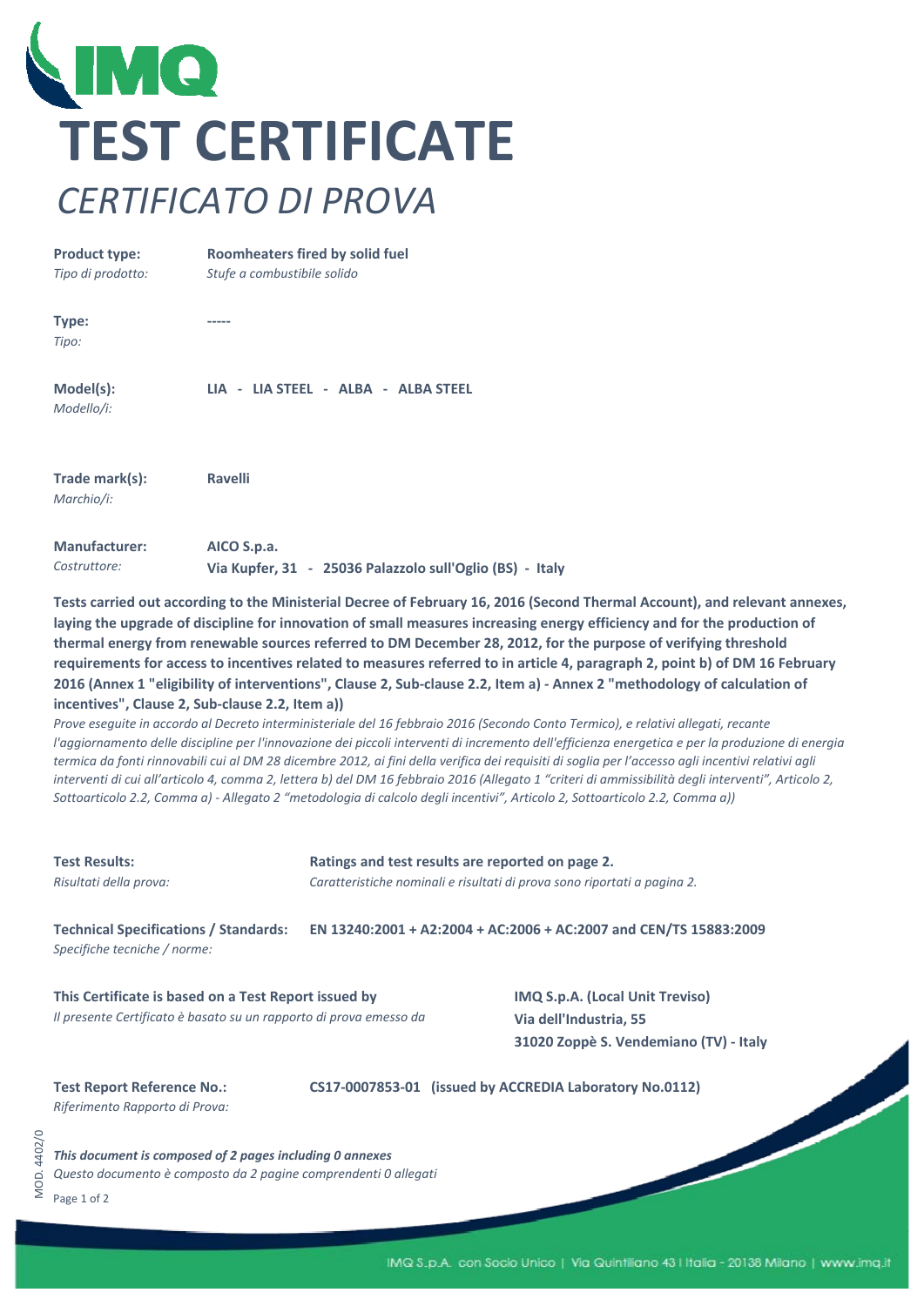# TEST CERTIFICATE

## *CERTIFICATO DI PROVA*

**Product type:** **Roomheaters fired by solid fuel**
*Tipo di prodotto:* *Stufe a combustibile solido*

**Type:** **-----**
*Tipo:*

**Model(s):** **LIA - LIA STEEL - ALBA - ALBA STEEL**
*Modello/i:*

**Trade mark(s):** **Ravelli**
*Marchio/i:*

**Manufacturer:** **AICO S.p.a.**
*Costruttore:* **Via Kupfer, 31 - 25036 Palazzolo sull'Oglio (BS) - Italy**

**Tests carried out according to the Ministerial Decree of February 16, 2016 (Second Thermal Account), and relevant annexes, laying the upgrade of discipline for innovation of small measures increasing energy efficiency and for the production of thermal energy from renewable sources referred to DM December 28, 2012, for the purpose of verifying threshold requirements for access to incentives related to measures referred to in article 4, paragraph 2, point b) of DM 16 February 2016 (Annex 1 "eligibility of interventions", Clause 2, Sub-clause 2.2, Item a) - Annex 2 "methodology of calculation of incentives", Clause 2, Sub-clause 2.2, Item a))**

*Prove eseguite in accordo al Decreto interministeriale del 16 febbraio 2016 (Secondo Conto Termico), e relativi allegati, recante l'aggiornamento delle discipline per l'innovazione dei piccoli interventi di incremento dell'efficienza energetica e per la produzione di energia termica da fonti rinnovabili cui al DM 28 dicembre 2012, ai fini della verifica dei requisiti di soglia per l'accesso agli incentivi relativi agli interventi di cui all'articolo 4, comma 2, lettera b) del DM 16 febbraio 2016 (Allegato 1 "criteri di ammissibilità degli interventi", Articolo 2, Sottoarticolo 2.2, Comma a) - Allegato 2 "metodologia di calcolo degli incentivi", Articolo 2, Sottoarticolo 2.2, Comma a))*

**Test Results:** **Ratings and test results are reported on page 2.**
*Risultati della prova:* *Caratteristiche nominali e risultati di prova sono riportati a pagina 2.*

**Technical Specifications / Standards:** **EN 13240:2001 + A2:2004 + AC:2006 + AC:2007 and CEN/TS 15883:2009**
*Specifiche tecniche / norme:*

**This Certificate is based on a Test Report issued by**
*Il presente Certificato è basato su un rapporto di prova emesso da*

**IMQ S.p.A. (Local Unit Treviso)**
**Via dell'Industria, 55**
**31020 Zoppè S. Vendemiano (TV) - Italy**

**Test Report Reference No.:** **CS17-0007853-01 (issued by ACCREDIA Laboratory No.0112)**
*Riferimento Rapporto di Prova:*

***This document is composed of 2 pages including 0 annexes***
*Questo documento è composto da 2 pagine comprendenti 0 allegati*

MOD. 4402/0

IMQ S.p.A. con Socio Unico | Via Quintiliano 43 | Italia - 20138 Milano | www.imq.it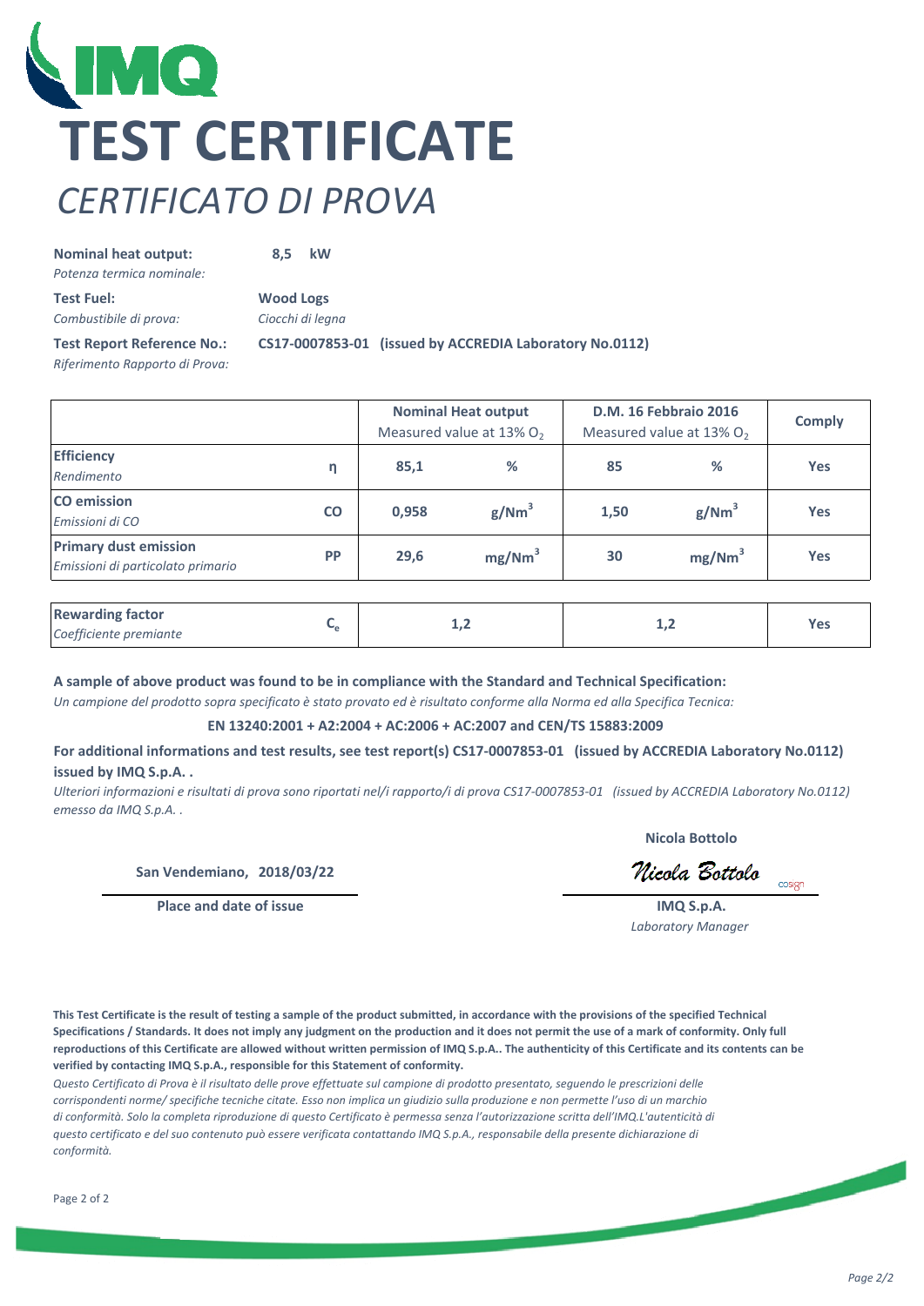# TEST CERTIFICATE

## *CERTIFICATO DI PROVA*

**Nominal heat output:** **8,5 kW**
*Potenza termica nominale:*

**Test Fuel:** **Wood Logs**
*Combustibile di prova:* *Ciocchi di legna*

**Test Report Reference No.:** **CS17-0007853-01 (issued by ACCREDIA Laboratory No.0112)**
*Riferimento Rapporto di Prova:*

| | | Nominal Heat output<br>Measured value at 13% $O_2$ | | D.M. 16 Febbraio 2016<br>Measured value at 13% $O_2$ | | Comply |
|---|---|---|---|---|---|---|
| **Efficiency**<br>*Rendimento* | η | 85,1 | % | 85 | % | Yes |
| **CO emission**<br>*Emissioni di CO* | CO | 0,958 | $g/Nm^3$ | 1,50 | $g/Nm^3$ | Yes |
| **Primary dust emission**<br>*Emissioni di particolato primario* | PP | 29,6 | $mg/Nm^3$ | 30 | $mg/Nm^3$ | Yes |

| | | | | |
|---|---|---|---|---|
| **Rewarding factor**<br>*Coefficiente premiante* | $C_e$ | 1,2 | 1,2 | Yes |

**A sample of above product was found to be in compliance with the Standard and Technical Specification:**
*Un campione del prodotto sopra specificato è stato provato ed è risultato conforme alla Norma ed alla Specifica Tecnica:*

**EN 13240:2001 + A2:2004 + AC:2006 + AC:2007 and CEN/TS 15883:2009**

**For additional informations and test results, see test report(s) CS17-0007853-01 (issued by ACCREDIA Laboratory No.0112) issued by IMQ S.p.A. .**
*Ulteriori informazioni e risultati di prova sono riportati nel/i rapporto/i di prova CS17-0007853-01 (issued by ACCREDIA Laboratory No.0112) emesso da IMQ S.p.A. .*

**San Vendemiano, 2018/03/22**
**Place and date of issue**

**Nicola Bottolo**
*Nicola Bottolo*
**IMQ S.p.A.**
*Laboratory Manager*

**This Test Certificate is the result of testing a sample of the product submitted, in accordance with the provisions of the specified Technical Specifications / Standards. It does not imply any judgment on the production and it does not permit the use of a mark of conformity. Only full reproductions of this Certificate are allowed without written permission of IMQ S.p.A.. The authenticity of this Certificate and its contents can be verified by contacting IMQ S.p.A., responsible for this Statement of conformity.**

*Questo Certificato di Prova è il risultato delle prove effettuate sul campione di prodotto presentato, seguendo le prescrizioni delle corrispondenti norme/ specifiche tecniche citate. Esso non implica un giudizio sulla produzione e non permette l'uso di un marchio di conformità. Solo la completa riproduzione di questo Certificato è permessa senza l'autorizzazione scritta dell'IMQ.L'autenticità di questo certificato e del suo contenuto può essere verificata contattando IMQ S.p.A., responsabile della presente dichiarazione di conformità.*